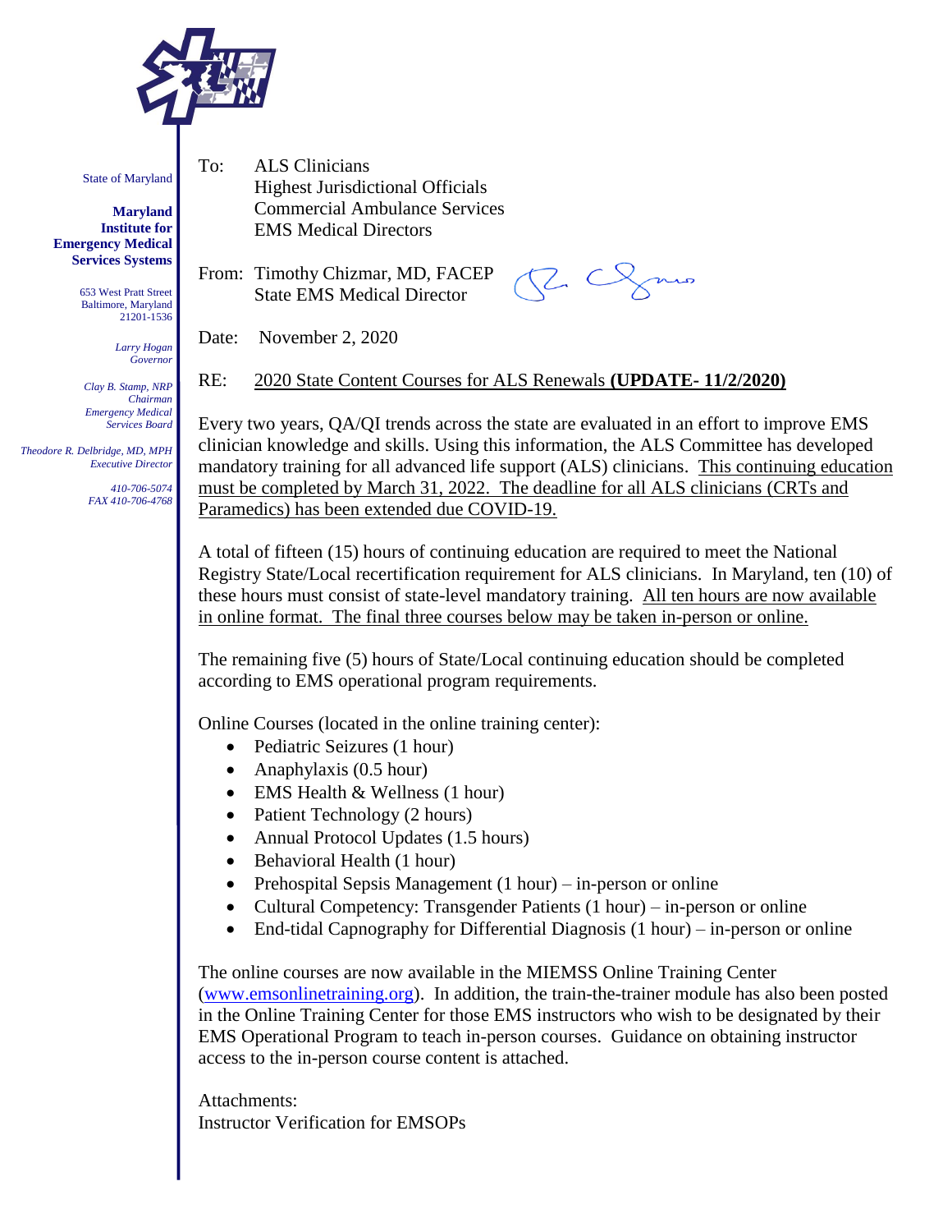State of Maryland

**Maryland Institute for Emergency Medical Services Systems**

653 West Pratt Street
Baltimore, Maryland
21201-1536

*Larry Hogan*
*Governor*

*Clay B. Stamp, NRP*
*Chairman*
*Emergency Medical Services Board*

*Theodore R. Delbridge, MD, MPH*
*Executive Director*

*410-706-5074*
*FAX 410-706-4768*

To: ALS Clinicians
Highest Jurisdictional Officials
Commercial Ambulance Services
EMS Medical Directors

From: Timothy Chizmar, MD, FACEP
State EMS Medical Director

Date: November 2, 2020

RE: 2020 State Content Courses for ALS Renewals **(UPDATE- 11/2/2020)**

Every two years, QA/QI trends across the state are evaluated in an effort to improve EMS clinician knowledge and skills. Using this information, the ALS Committee has developed mandatory training for all advanced life support (ALS) clinicians. This continuing education must be completed by March 31, 2022. The deadline for all ALS clinicians (CRTs and Paramedics) has been extended due COVID-19.

A total of fifteen (15) hours of continuing education are required to meet the National Registry State/Local recertification requirement for ALS clinicians. In Maryland, ten (10) of these hours must consist of state-level mandatory training. All ten hours are now available in online format. The final three courses below may be taken in-person or online.

The remaining five (5) hours of State/Local continuing education should be completed according to EMS operational program requirements.

Online Courses (located in the online training center):

- Pediatric Seizures (1 hour)
- Anaphylaxis (0.5 hour)
- EMS Health & Wellness (1 hour)
- Patient Technology (2 hours)
- Annual Protocol Updates (1.5 hours)
- Behavioral Health (1 hour)
- Prehospital Sepsis Management (1 hour) – in-person or online
- Cultural Competency: Transgender Patients (1 hour) – in-person or online
- End-tidal Capnography for Differential Diagnosis (1 hour) – in-person or online

The online courses are now available in the MIEMSS Online Training Center (www.emsonlinetraining.org). In addition, the train-the-trainer module has also been posted in the Online Training Center for those EMS instructors who wish to be designated by their EMS Operational Program to teach in-person courses. Guidance on obtaining instructor access to the in-person course content is attached.

Attachments:
Instructor Verification for EMSOPs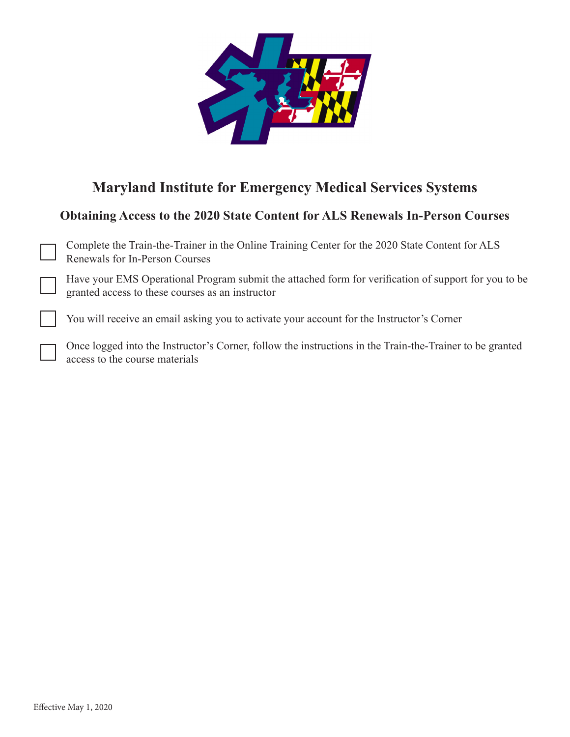# Maryland Institute for Emergency Medical Services Systems

## Obtaining Access to the 2020 State Content for ALS Renewals In-Person Courses

- [ ] Complete the Train-the-Trainer in the Online Training Center for the 2020 State Content for ALS Renewals for In-Person Courses
- [ ] Have your EMS Operational Program submit the attached form for verification of support for you to be granted access to these courses as an instructor
- [ ] You will receive an email asking you to activate your account for the Instructor's Corner
- [ ] Once logged into the Instructor's Corner, follow the instructions in the Train-the-Trainer to be granted access to the course materials

Effective May 1, 2020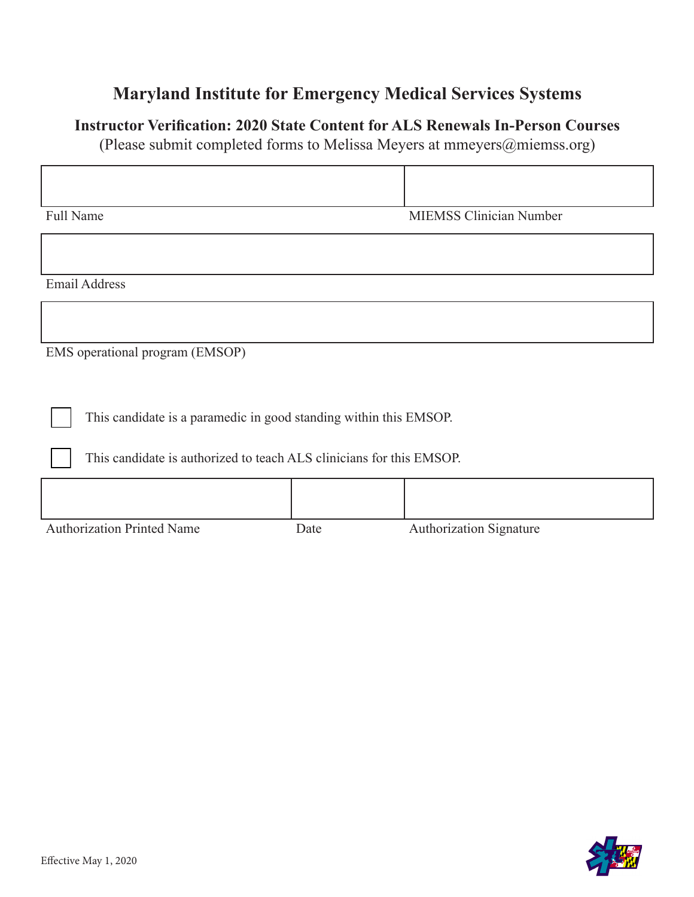# Maryland Institute for Emergency Medical Services Systems

## Instructor Verification: 2020 State Content for ALS Renewals In-Person Courses

(Please submit completed forms to Melissa Meyers at mmeyers@miemss.org)

| | |
|---|---|
| | |
| Full Name | MIEMSS Clinician Number |

| |
|---|
| |
| Email Address |

| |
|---|
| |
| EMS operational program (EMSOP) |

☐ This candidate is a paramedic in good standing within this EMSOP.

☐ This candidate is authorized to teach ALS clinicians for this EMSOP.

| | | |
|---|---|---|
| | | |
| Authorization Printed Name | Date | Authorization Signature |

Effective May 1, 2020